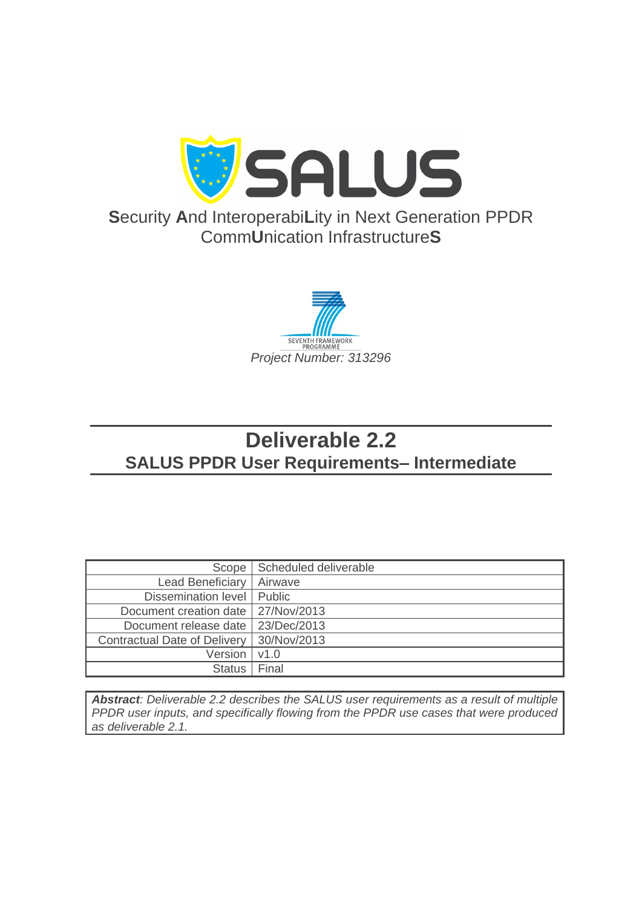# SALUS

**S**ecurity **A**nd InteroperabiLity in Next Generation PPDR CommUnication InfrastructureS

SEVENTH FRAMEWORK PROGRAMME

*Project Number: 313296*

# Deliverable 2.2

## SALUS PPDR User Requirements– Intermediate

| | |
|---:|---|
| Scope | Scheduled deliverable |
| Lead Beneficiary | Airwave |
| Dissemination level | Public |
| Document creation date | 27/Nov/2013 |
| Document release date | 23/Dec/2013 |
| Contractual Date of Delivery | 30/Nov/2013 |
| Version | v1.0 |
| Status | Final |

***Abstract****: Deliverable 2.2 describes the SALUS user requirements as a result of multiple PPDR user inputs, and specifically flowing from the PPDR use cases that were produced as deliverable 2.1.*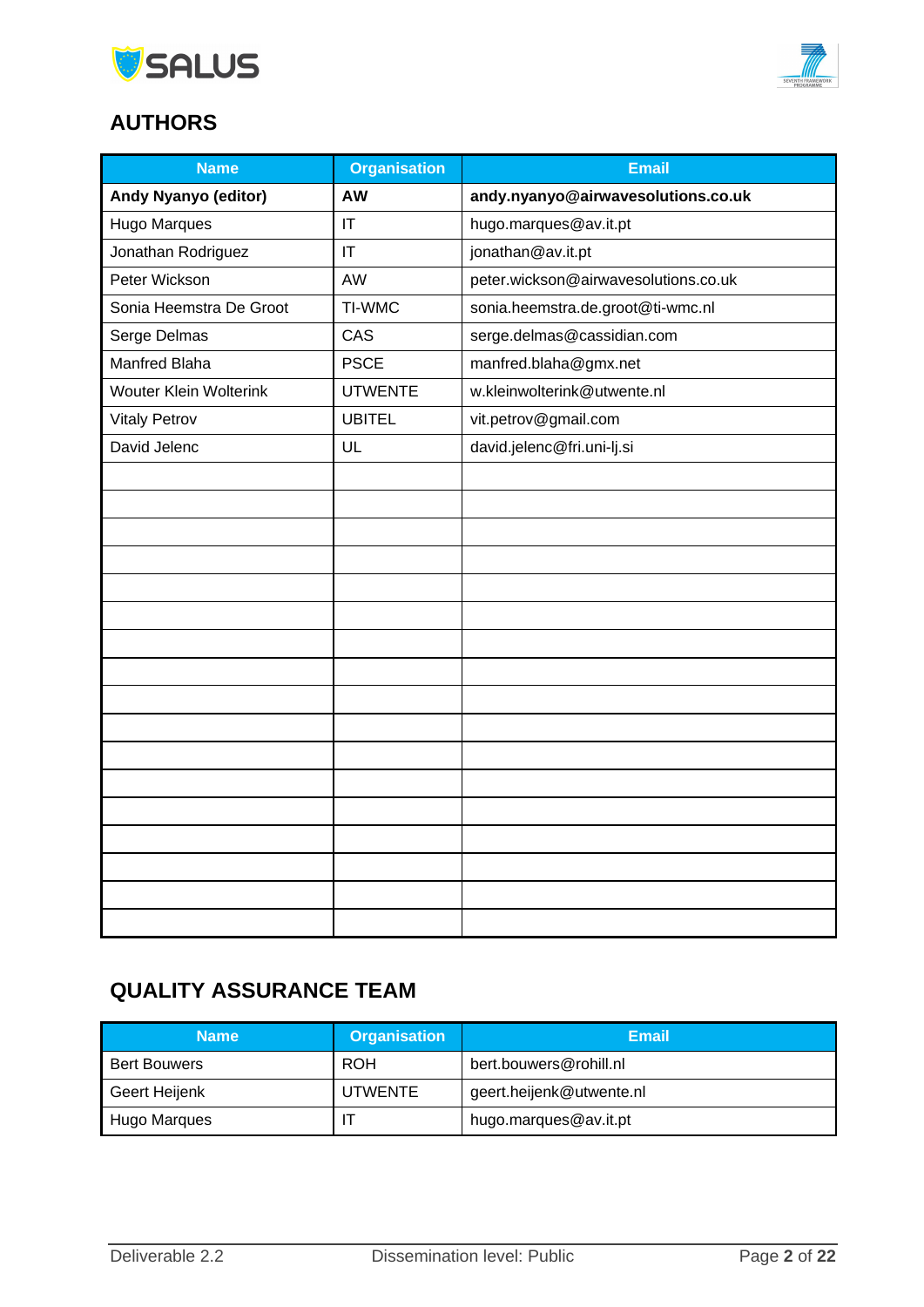## AUTHORS

| Name | Organisation | Email |
|---|---|---|
| **Andy Nyanyo (editor)** | **AW** | **andy.nyanyo@airwavesolutions.co.uk** |
| Hugo Marques | IT | hugo.marques@av.it.pt |
| Jonathan Rodriguez | IT | jonathan@av.it.pt |
| Peter Wickson | AW | peter.wickson@airwavesolutions.co.uk |
| Sonia Heemstra De Groot | TI-WMC | sonia.heemstra.de.groot@ti-wmc.nl |
| Serge Delmas | CAS | serge.delmas@cassidian.com |
| Manfred Blaha | PSCE | manfred.blaha@gmx.net |
| Wouter Klein Wolterink | UTWENTE | w.kleinwolterink@utwente.nl |
| Vitaly Petrov | UBITEL | vit.petrov@gmail.com |
| David Jelenc | UL | david.jelenc@fri.uni-lj.si |
| | | |
| | | |
| | | |
| | | |
| | | |
| | | |
| | | |
| | | |
| | | |
| | | |
| | | |
| | | |
| | | |
| | | |
| | | |
| | | |
| | | |

## QUALITY ASSURANCE TEAM

| Name | Organisation | Email |
|---|---|---|
| Bert Bouwers | ROH | bert.bouwers@rohill.nl |
| Geert Heijenk | UTWENTE | geert.heijenk@utwente.nl |
| Hugo Marques | IT | hugo.marques@av.it.pt |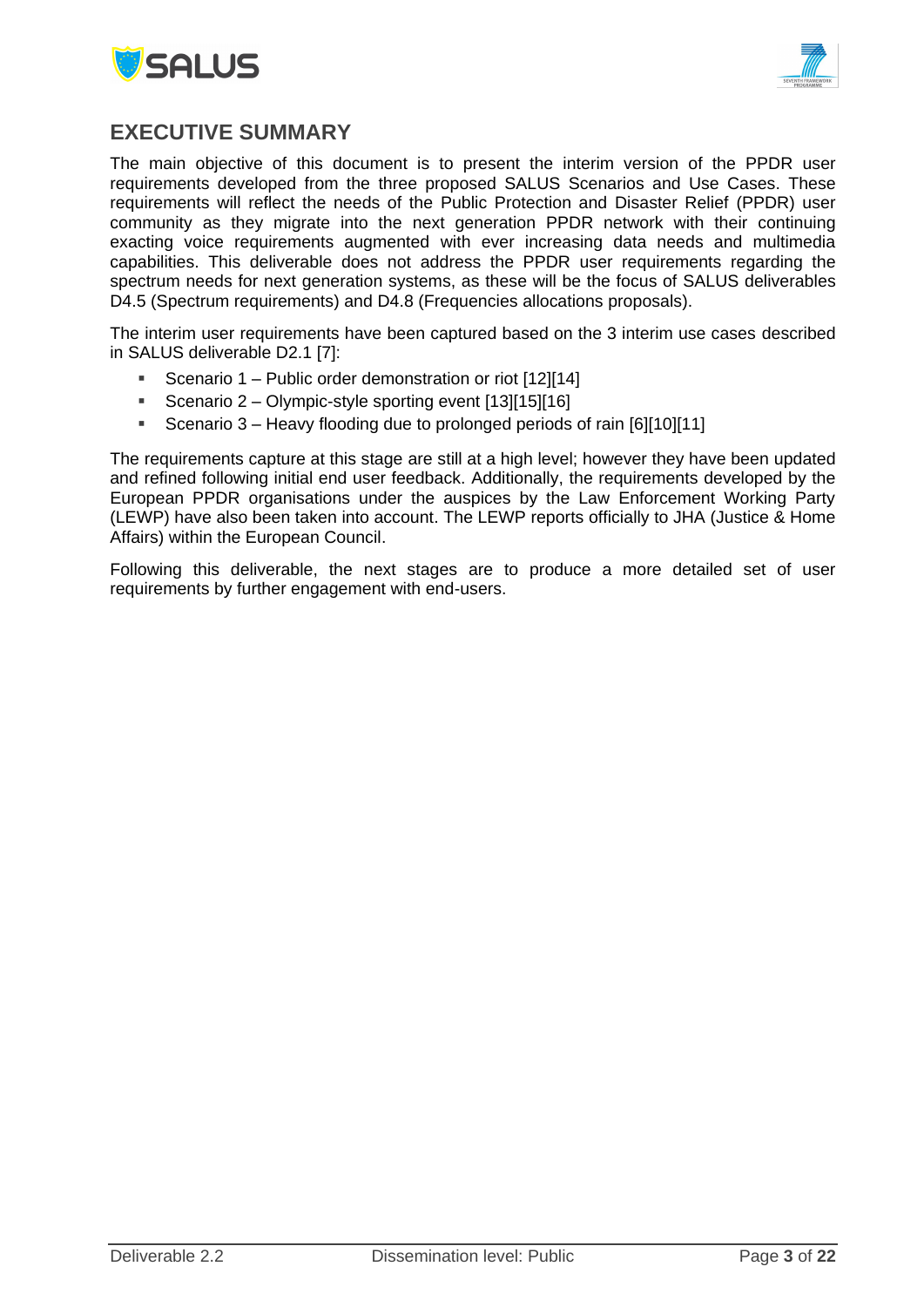## EXECUTIVE SUMMARY

The main objective of this document is to present the interim version of the PPDR user requirements developed from the three proposed SALUS Scenarios and Use Cases. These requirements will reflect the needs of the Public Protection and Disaster Relief (PPDR) user community as they migrate into the next generation PPDR network with their continuing exacting voice requirements augmented with ever increasing data needs and multimedia capabilities. This deliverable does not address the PPDR user requirements regarding the spectrum needs for next generation systems, as these will be the focus of SALUS deliverables D4.5 (Spectrum requirements) and D4.8 (Frequencies allocations proposals).

The interim user requirements have been captured based on the 3 interim use cases described in SALUS deliverable D2.1 [7]:

- Scenario 1 – Public order demonstration or riot [12][14]
- Scenario 2 – Olympic-style sporting event [13][15][16]
- Scenario 3 – Heavy flooding due to prolonged periods of rain [6][10][11]

The requirements capture at this stage are still at a high level; however they have been updated and refined following initial end user feedback. Additionally, the requirements developed by the European PPDR organisations under the auspices by the Law Enforcement Working Party (LEWP) have also been taken into account. The LEWP reports officially to JHA (Justice & Home Affairs) within the European Council.

Following this deliverable, the next stages are to produce a more detailed set of user requirements by further engagement with end-users.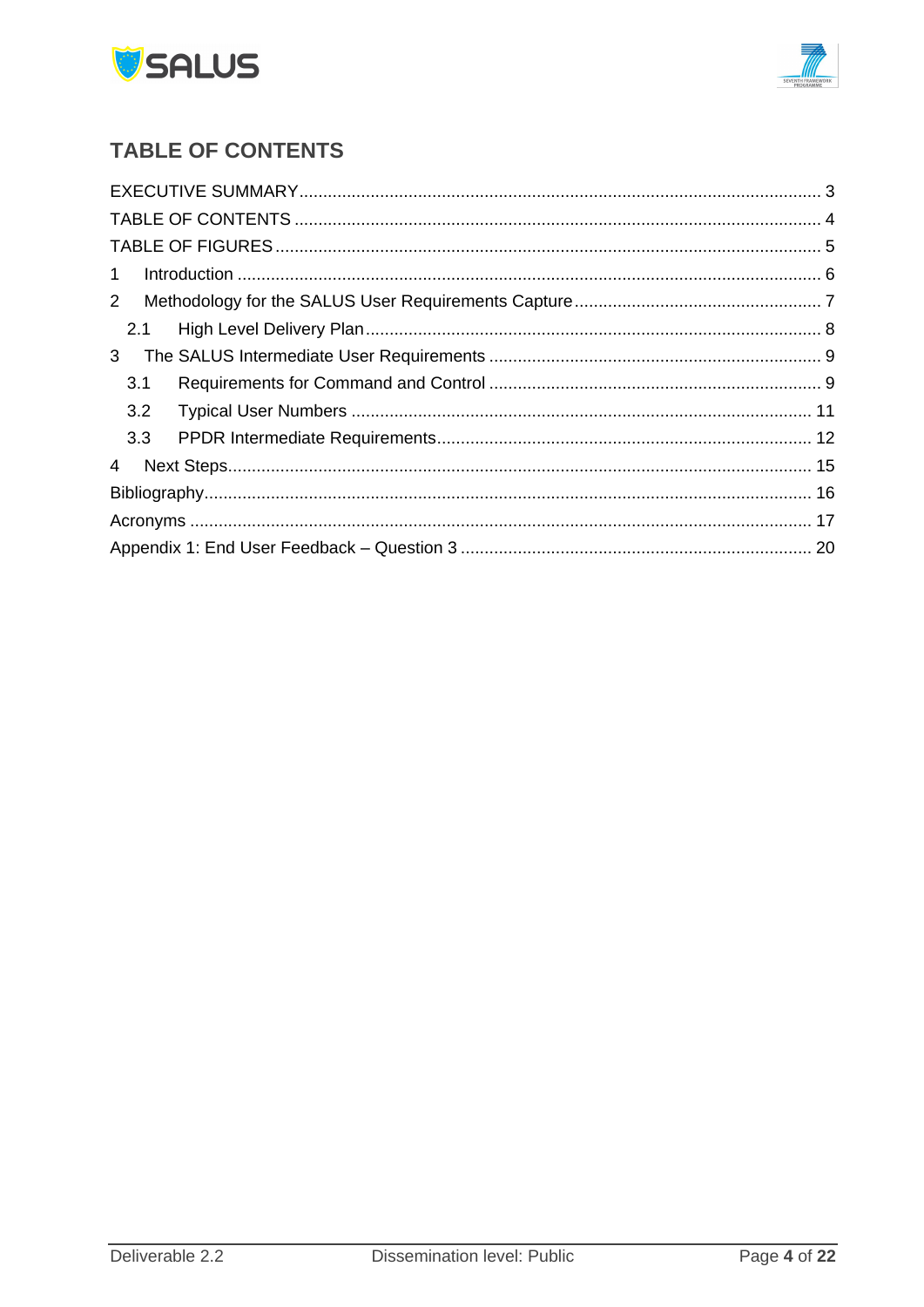# TABLE OF CONTENTS

EXECUTIVE SUMMARY ..... 3
TABLE OF CONTENTS ..... 4
TABLE OF FIGURES ..... 5
1 Introduction ..... 6
2 Methodology for the SALUS User Requirements Capture ..... 7
  2.1 High Level Delivery Plan ..... 8
3 The SALUS Intermediate User Requirements ..... 9
  3.1 Requirements for Command and Control ..... 9
  3.2 Typical User Numbers ..... 11
  3.3 PPDR Intermediate Requirements ..... 12
4 Next Steps ..... 15
Bibliography ..... 16
Acronyms ..... 17
Appendix 1: End User Feedback – Question 3 ..... 20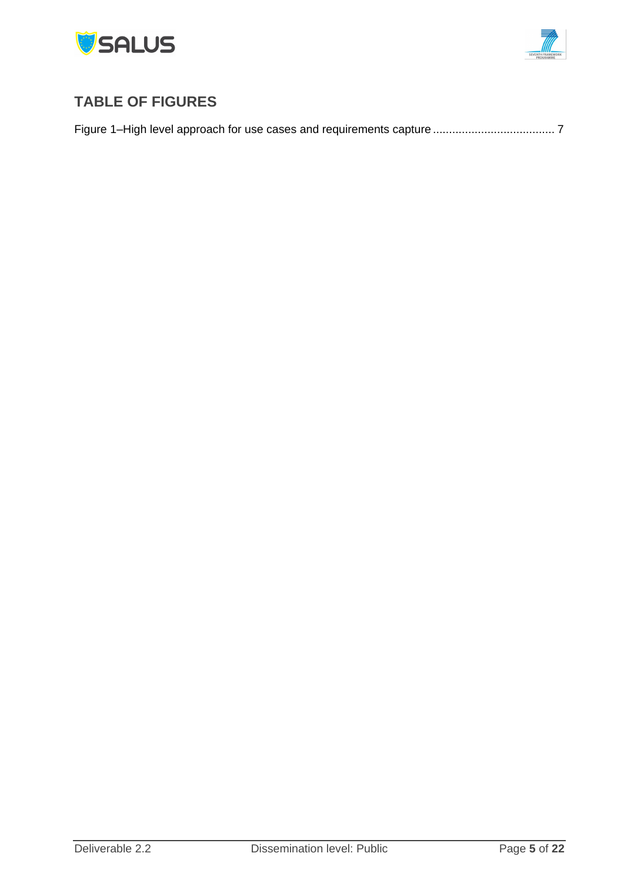## TABLE OF FIGURES

Figure 1–High level approach for use cases and requirements capture ..................................... 7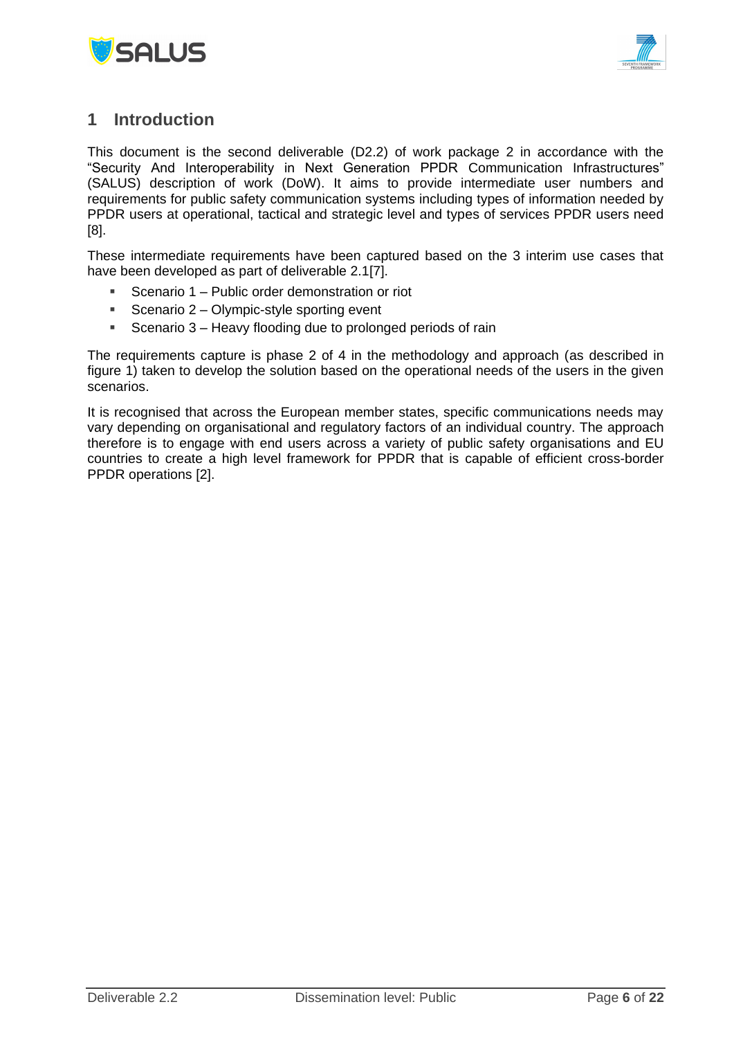# 1 Introduction

This document is the second deliverable (D2.2) of work package 2 in accordance with the "Security And Interoperability in Next Generation PPDR Communication Infrastructures" (SALUS) description of work (DoW). It aims to provide intermediate user numbers and requirements for public safety communication systems including types of information needed by PPDR users at operational, tactical and strategic level and types of services PPDR users need [8].

These intermediate requirements have been captured based on the 3 interim use cases that have been developed as part of deliverable 2.1[7].

- Scenario 1 – Public order demonstration or riot
- Scenario 2 – Olympic-style sporting event
- Scenario 3 – Heavy flooding due to prolonged periods of rain

The requirements capture is phase 2 of 4 in the methodology and approach (as described in figure 1) taken to develop the solution based on the operational needs of the users in the given scenarios.

It is recognised that across the European member states, specific communications needs may vary depending on organisational and regulatory factors of an individual country. The approach therefore is to engage with end users across a variety of public safety organisations and EU countries to create a high level framework for PPDR that is capable of efficient cross-border PPDR operations [2].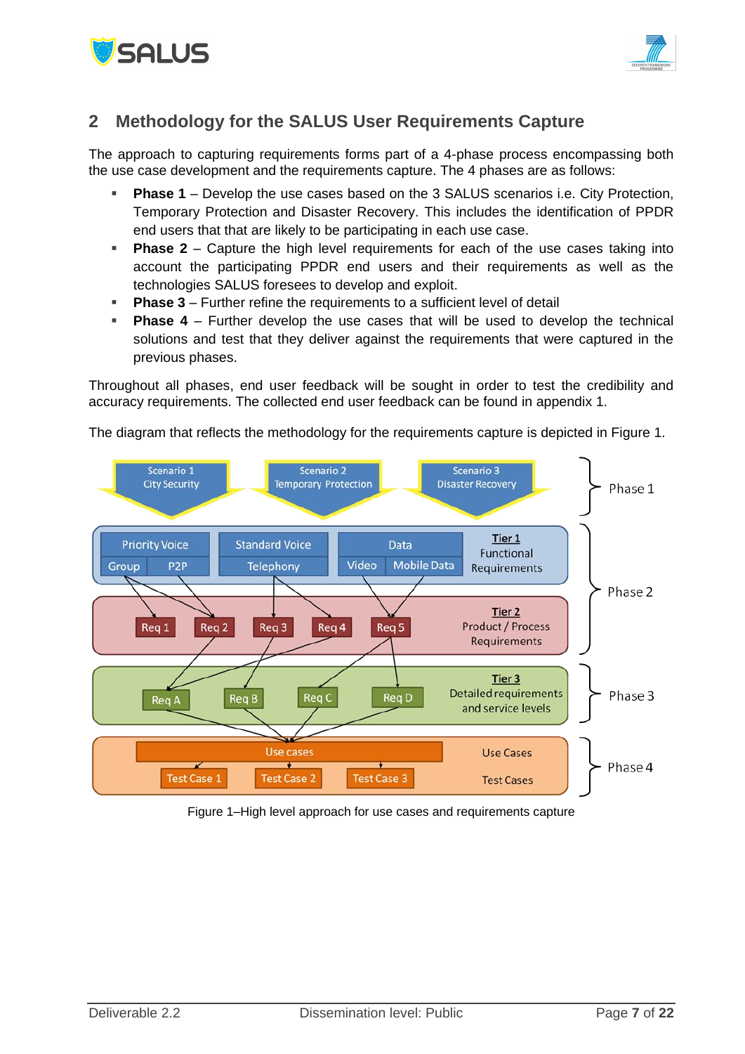## 2 Methodology for the SALUS User Requirements Capture

The approach to capturing requirements forms part of a 4-phase process encompassing both the use case development and the requirements capture. The 4 phases are as follows:

- **Phase 1** – Develop the use cases based on the 3 SALUS scenarios i.e. City Protection, Temporary Protection and Disaster Recovery. This includes the identification of PPDR end users that that are likely to be participating in each use case.
- **Phase 2** – Capture the high level requirements for each of the use cases taking into account the participating PPDR end users and their requirements as well as the technologies SALUS foresees to develop and exploit.
- **Phase 3** – Further refine the requirements to a sufficient level of detail
- **Phase 4** – Further develop the use cases that will be used to develop the technical solutions and test that they deliver against the requirements that were captured in the previous phases.

Throughout all phases, end user feedback will be sought in order to test the credibility and accuracy requirements. The collected end user feedback can be found in appendix 1.

The diagram that reflects the methodology for the requirements capture is depicted in Figure 1.

Scenario 1 City Security | Scenario 2 Temporary Protection | Scenario 3 Disaster Recovery — Phase 1

Priority Voice (Group, P2P) | Standard Voice (Telephony) | Data (Video, Mobile Data) — Tier 1 Functional Requirements

Req 1 | Req 2 | Req 3 | Req 4 | Req 5 — Tier 2 Product / Process Requirements — Phase 2

Req A | Req B | Req C | Req D — Tier 3 Detailed requirements and service levels — Phase 3

Use cases; Test Case 1 | Test Case 2 | Test Case 3 — Use Cases, Test Cases — Phase 4

Figure 1–High level approach for use cases and requirements capture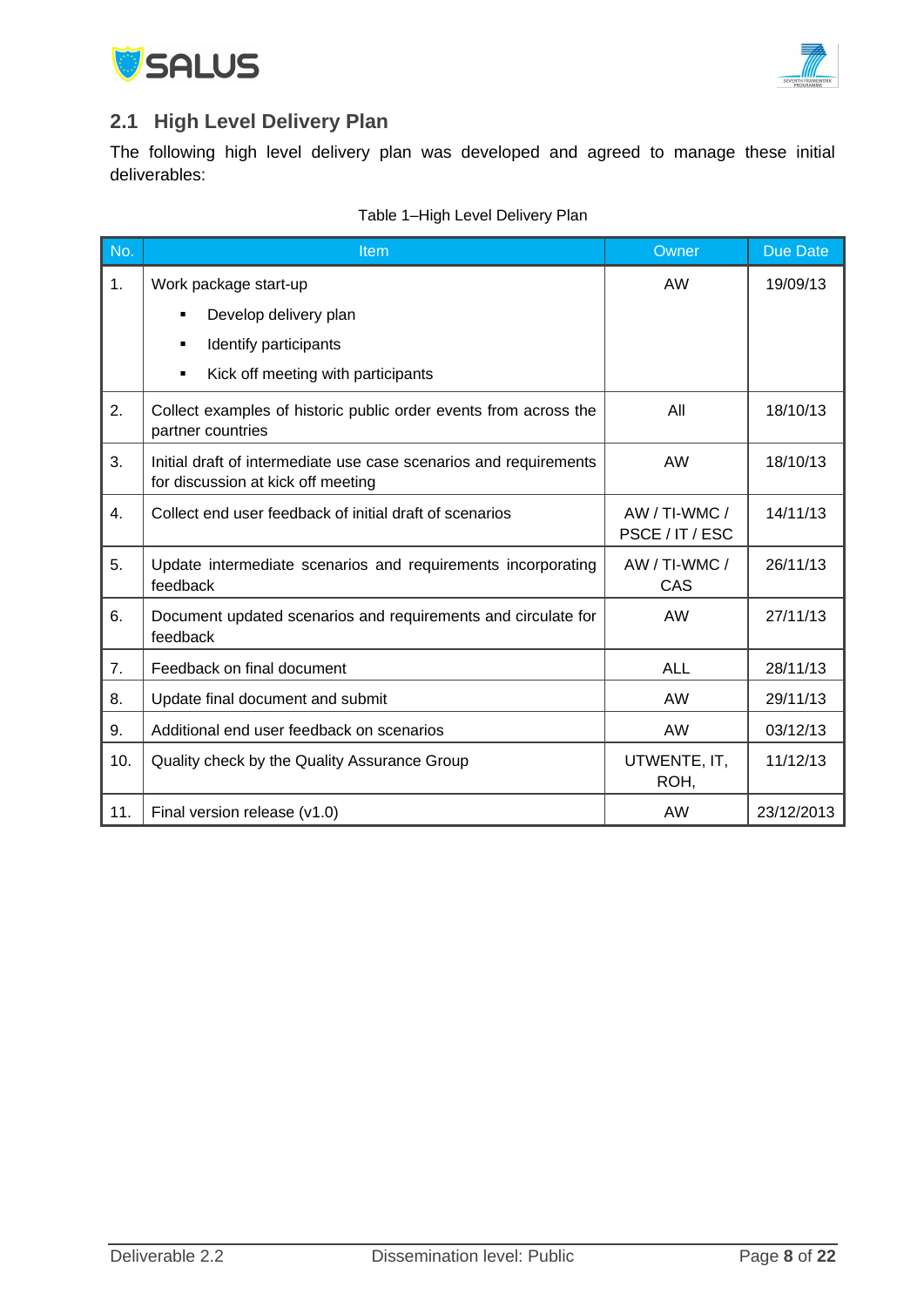## 2.1 High Level Delivery Plan

The following high level delivery plan was developed and agreed to manage these initial deliverables:

Table 1–High Level Delivery Plan

| No. | Item | Owner | Due Date |
|---|---|---|---|
| 1. | Work package start-up<br>▪ Develop delivery plan<br>▪ Identify participants<br>▪ Kick off meeting with participants | AW | 19/09/13 |
| 2. | Collect examples of historic public order events from across the partner countries | All | 18/10/13 |
| 3. | Initial draft of intermediate use case scenarios and requirements for discussion at kick off meeting | AW | 18/10/13 |
| 4. | Collect end user feedback of initial draft of scenarios | AW / TI-WMC / PSCE / IT / ESC | 14/11/13 |
| 5. | Update intermediate scenarios and requirements incorporating feedback | AW / TI-WMC / CAS | 26/11/13 |
| 6. | Document updated scenarios and requirements and circulate for feedback | AW | 27/11/13 |
| 7. | Feedback on final document | ALL | 28/11/13 |
| 8. | Update final document and submit | AW | 29/11/13 |
| 9. | Additional end user feedback on scenarios | AW | 03/12/13 |
| 10. | Quality check by the Quality Assurance Group | UTWENTE, IT, ROH, | 11/12/13 |
| 11. | Final version release (v1.0) | AW | 23/12/2013 |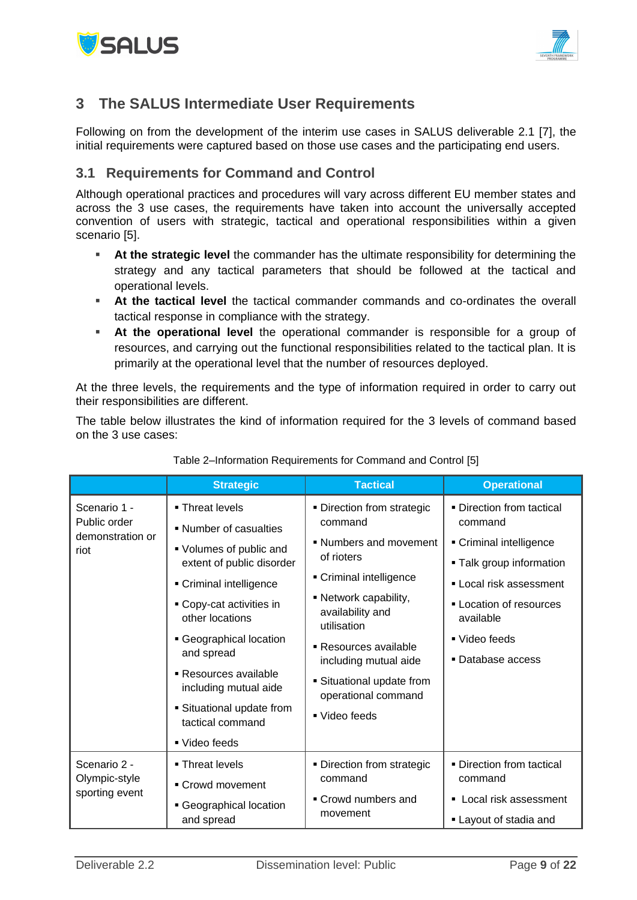# 3 The SALUS Intermediate User Requirements

Following on from the development of the interim use cases in SALUS deliverable 2.1 [7], the initial requirements were captured based on those use cases and the participating end users.

## 3.1 Requirements for Command and Control

Although operational practices and procedures will vary across different EU member states and across the 3 use cases, the requirements have taken into account the universally accepted convention of users with strategic, tactical and operational responsibilities within a given scenario [5].

- **At the strategic level** the commander has the ultimate responsibility for determining the strategy and any tactical parameters that should be followed at the tactical and operational levels.
- **At the tactical level** the tactical commander commands and co-ordinates the overall tactical response in compliance with the strategy.
- **At the operational level** the operational commander is responsible for a group of resources, and carrying out the functional responsibilities related to the tactical plan. It is primarily at the operational level that the number of resources deployed.

At the three levels, the requirements and the type of information required in order to carry out their responsibilities are different.

The table below illustrates the kind of information required for the 3 levels of command based on the 3 use cases:

Table 2–Information Requirements for Command and Control [5]

| | Strategic | Tactical | Operational |
|---|---|---|---|
| Scenario 1 - Public order demonstration or riot | ▪ Threat levels<br>▪ Number of casualties<br>▪ Volumes of public and extent of public disorder<br>▪ Criminal intelligence<br>▪ Copy-cat activities in other locations<br>▪ Geographical location and spread<br>▪ Resources available including mutual aide<br>▪ Situational update from tactical command<br>▪ Video feeds | ▪ Direction from strategic command<br>▪ Numbers and movement of rioters<br>▪ Criminal intelligence<br>▪ Network capability, availability and utilisation<br>▪ Resources available including mutual aide<br>▪ Situational update from operational command<br>▪ Video feeds | ▪ Direction from tactical command<br>▪ Criminal intelligence<br>▪ Talk group information<br>▪ Local risk assessment<br>▪ Location of resources available<br>▪ Video feeds<br>▪ Database access |
| Scenario 2 - Olympic-style sporting event | ▪ Threat levels<br>▪ Crowd movement<br>▪ Geographical location and spread | ▪ Direction from strategic command<br>▪ Crowd numbers and movement | ▪ Direction from tactical command<br>▪ Local risk assessment<br>▪ Layout of stadia and |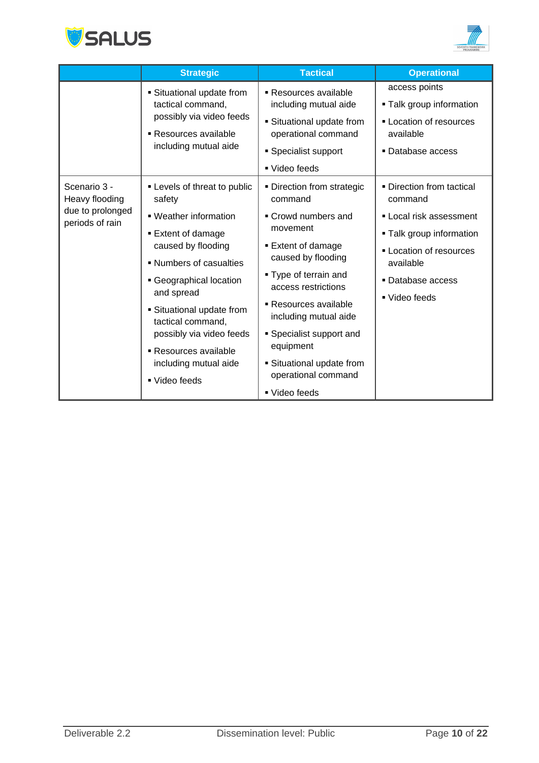|  | Strategic | Tactical | Operational |
|---|---|---|---|
|  | ▪ Situational update from tactical command, possibly via video feeds<br>▪ Resources available including mutual aide | ▪ Resources available including mutual aide<br>▪ Situational update from operational command<br>▪ Specialist support<br>▪ Video feeds | access points<br>▪ Talk group information<br>▪ Location of resources available<br>▪ Database access |
| Scenario 3 - Heavy flooding due to prolonged periods of rain | ▪ Levels of threat to public safety<br>▪ Weather information<br>▪ Extent of damage caused by flooding<br>▪ Numbers of casualties<br>▪ Geographical location and spread<br>▪ Situational update from tactical command, possibly via video feeds<br>▪ Resources available including mutual aide<br>▪ Video feeds | ▪ Direction from strategic command<br>▪ Crowd numbers and movement<br>▪ Extent of damage caused by flooding<br>▪ Type of terrain and access restrictions<br>▪ Resources available including mutual aide<br>▪ Specialist support and equipment<br>▪ Situational update from operational command<br>▪ Video feeds | ▪ Direction from tactical command<br>▪ Local risk assessment<br>▪ Talk group information<br>▪ Location of resources available<br>▪ Database access<br>▪ Video feeds |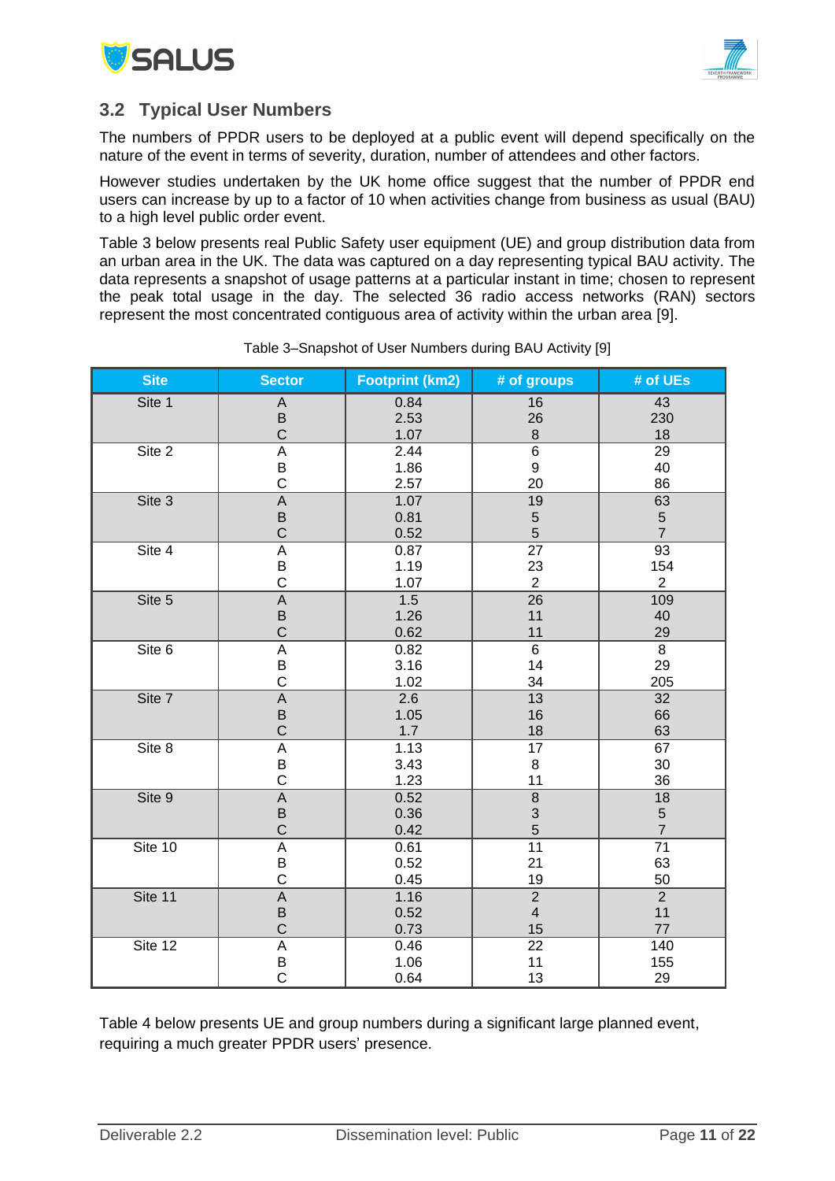## 3.2 Typical User Numbers

The numbers of PPDR users to be deployed at a public event will depend specifically on the nature of the event in terms of severity, duration, number of attendees and other factors.

However studies undertaken by the UK home office suggest that the number of PPDR end users can increase by up to a factor of 10 when activities change from business as usual (BAU) to a high level public order event.

Table 3 below presents real Public Safety user equipment (UE) and group distribution data from an urban area in the UK. The data was captured on a day representing typical BAU activity. The data represents a snapshot of usage patterns at a particular instant in time; chosen to represent the peak total usage in the day. The selected 36 radio access networks (RAN) sectors represent the most concentrated contiguous area of activity within the urban area [9].

Table 3–Snapshot of User Numbers during BAU Activity [9]

| Site | Sector | Footprint (km2) | # of groups | # of UEs |
|---|---|---|---|---|
| Site 1 | A | 0.84 | 16 | 43 |
| | B | 2.53 | 26 | 230 |
| | C | 1.07 | 8 | 18 |
| Site 2 | A | 2.44 | 6 | 29 |
| | B | 1.86 | 9 | 40 |
| | C | 2.57 | 20 | 86 |
| Site 3 | A | 1.07 | 19 | 63 |
| | B | 0.81 | 5 | 5 |
| | C | 0.52 | 5 | 7 |
| Site 4 | A | 0.87 | 27 | 93 |
| | B | 1.19 | 23 | 154 |
| | C | 1.07 | 2 | 2 |
| Site 5 | A | 1.5 | 26 | 109 |
| | B | 1.26 | 11 | 40 |
| | C | 0.62 | 11 | 29 |
| Site 6 | A | 0.82 | 6 | 8 |
| | B | 3.16 | 14 | 29 |
| | C | 1.02 | 34 | 205 |
| Site 7 | A | 2.6 | 13 | 32 |
| | B | 1.05 | 16 | 66 |
| | C | 1.7 | 18 | 63 |
| Site 8 | A | 1.13 | 17 | 67 |
| | B | 3.43 | 8 | 30 |
| | C | 1.23 | 11 | 36 |
| Site 9 | A | 0.52 | 8 | 18 |
| | B | 0.36 | 3 | 5 |
| | C | 0.42 | 5 | 7 |
| Site 10 | A | 0.61 | 11 | 71 |
| | B | 0.52 | 21 | 63 |
| | C | 0.45 | 19 | 50 |
| Site 11 | A | 1.16 | 2 | 2 |
| | B | 0.52 | 4 | 11 |
| | C | 0.73 | 15 | 77 |
| Site 12 | A | 0.46 | 22 | 140 |
| | B | 1.06 | 11 | 155 |
| | C | 0.64 | 13 | 29 |

Table 4 below presents UE and group numbers during a significant large planned event, requiring a much greater PPDR users' presence.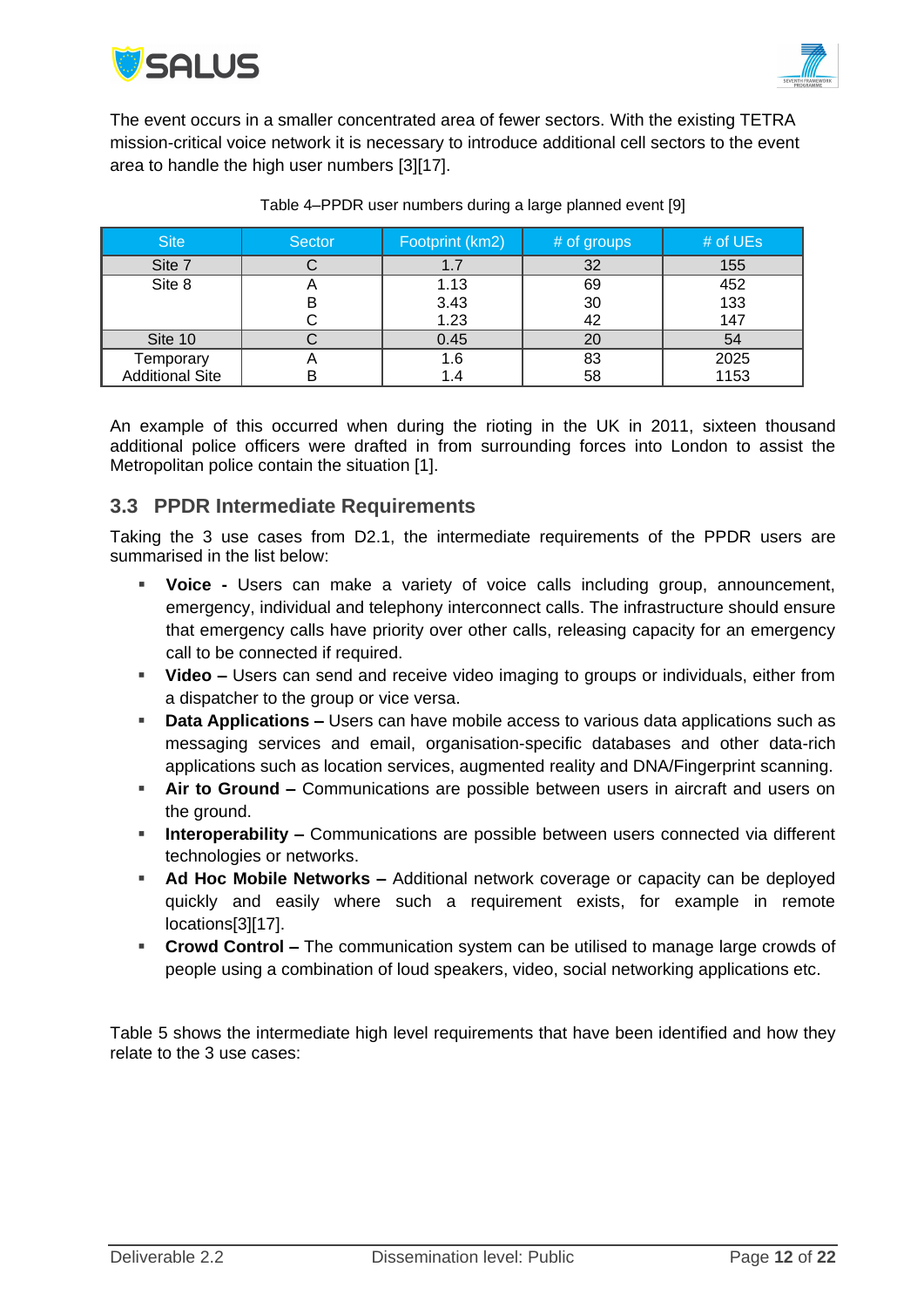The event occurs in a smaller concentrated area of fewer sectors. With the existing TETRA mission-critical voice network it is necessary to introduce additional cell sectors to the event area to handle the high user numbers [3][17].

Table 4–PPDR user numbers during a large planned event [9]

| Site | Sector | Footprint (km2) | # of groups | # of UEs |
|---|---|---|---|---|
| Site 7 | C | 1.7 | 32 | 155 |
| Site 8 | A | 1.13 | 69 | 452 |
| | B | 3.43 | 30 | 133 |
| | C | 1.23 | 42 | 147 |
| Site 10 | C | 0.45 | 20 | 54 |
| Temporary Additional Site | A | 1.6 | 83 | 2025 |
| | B | 1.4 | 58 | 1153 |

An example of this occurred when during the rioting in the UK in 2011, sixteen thousand additional police officers were drafted in from surrounding forces into London to assist the Metropolitan police contain the situation [1].

## 3.3 PPDR Intermediate Requirements

Taking the 3 use cases from D2.1, the intermediate requirements of the PPDR users are summarised in the list below:

- **Voice -** Users can make a variety of voice calls including group, announcement, emergency, individual and telephony interconnect calls. The infrastructure should ensure that emergency calls have priority over other calls, releasing capacity for an emergency call to be connected if required.
- **Video –** Users can send and receive video imaging to groups or individuals, either from a dispatcher to the group or vice versa.
- **Data Applications –** Users can have mobile access to various data applications such as messaging services and email, organisation-specific databases and other data-rich applications such as location services, augmented reality and DNA/Fingerprint scanning.
- **Air to Ground –** Communications are possible between users in aircraft and users on the ground.
- **Interoperability –** Communications are possible between users connected via different technologies or networks.
- **Ad Hoc Mobile Networks –** Additional network coverage or capacity can be deployed quickly and easily where such a requirement exists, for example in remote locations[3][17].
- **Crowd Control –** The communication system can be utilised to manage large crowds of people using a combination of loud speakers, video, social networking applications etc.

Table 5 shows the intermediate high level requirements that have been identified and how they relate to the 3 use cases: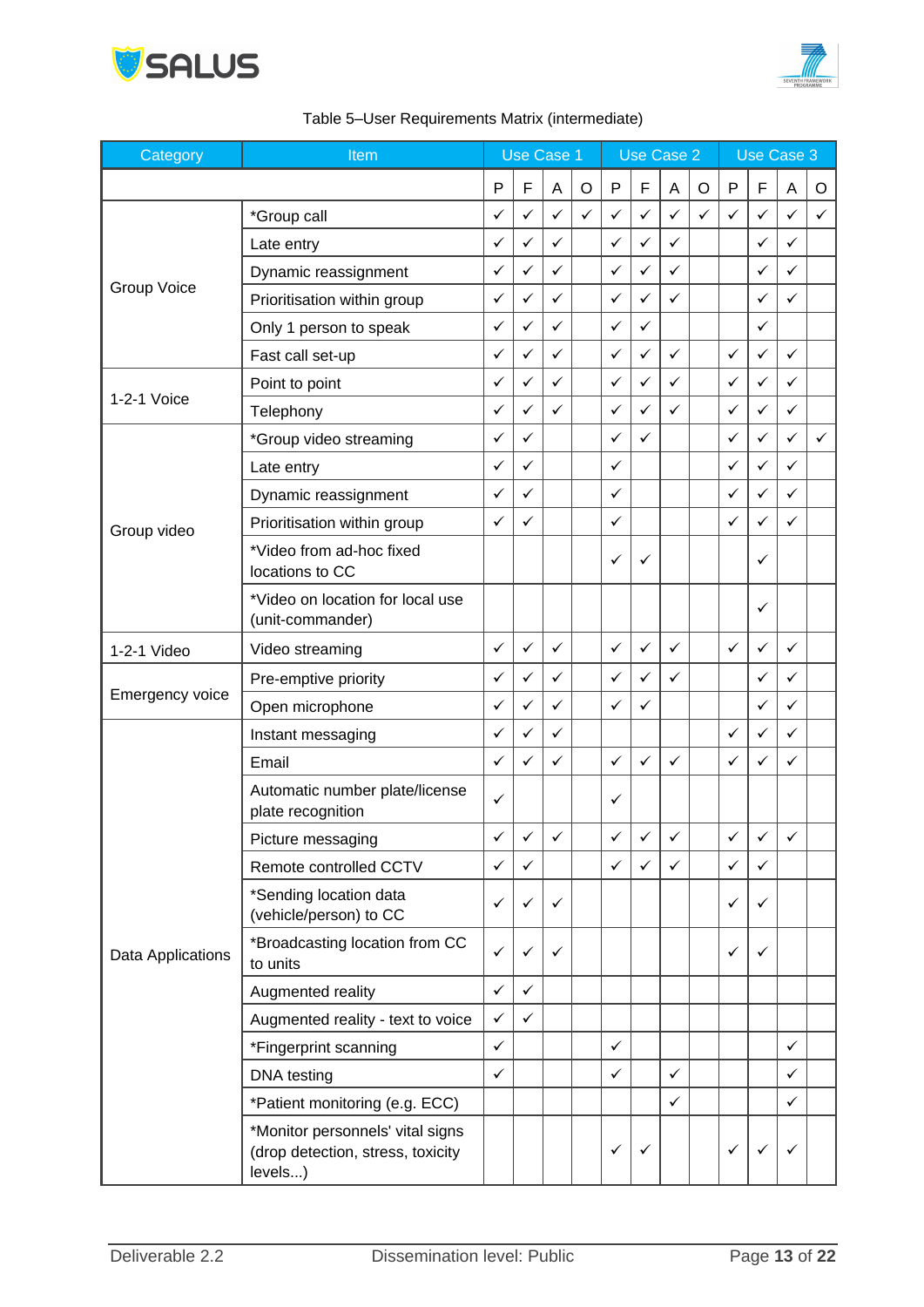Table 5–User Requirements Matrix (intermediate)

| Category | Item | Use Case 1 | | | | Use Case 2 | | | | Use Case 3 | | | |
|---|---|---|---|---|---|---|---|---|---|---|---|---|---|
| | | P | F | A | O | P | F | A | O | P | F | A | O |
| Group Voice | *Group call | ✓ | ✓ | ✓ | ✓ | ✓ | ✓ | ✓ | ✓ | ✓ | ✓ | ✓ | ✓ |
| | Late entry | ✓ | ✓ | ✓ | | ✓ | ✓ | ✓ | | | ✓ | ✓ | |
| | Dynamic reassignment | ✓ | ✓ | ✓ | | ✓ | ✓ | ✓ | | | ✓ | ✓ | |
| | Prioritisation within group | ✓ | ✓ | ✓ | | ✓ | ✓ | ✓ | | | ✓ | ✓ | |
| | Only 1 person to speak | ✓ | ✓ | ✓ | | ✓ | ✓ | | | | ✓ | | |
| | Fast call set-up | ✓ | ✓ | ✓ | | ✓ | ✓ | ✓ | | ✓ | ✓ | ✓ | |
| 1-2-1 Voice | Point to point | ✓ | ✓ | ✓ | | ✓ | ✓ | ✓ | | ✓ | ✓ | ✓ | |
| | Telephony | ✓ | ✓ | ✓ | | ✓ | ✓ | ✓ | | ✓ | ✓ | ✓ | |
| Group video | *Group video streaming | ✓ | ✓ | | | ✓ | ✓ | | | ✓ | ✓ | ✓ | ✓ |
| | Late entry | ✓ | ✓ | | | ✓ | | | | ✓ | ✓ | ✓ | |
| | Dynamic reassignment | ✓ | ✓ | | | ✓ | | | | ✓ | ✓ | ✓ | |
| | Prioritisation within group | ✓ | ✓ | | | ✓ | | | | ✓ | ✓ | ✓ | |
| | *Video from ad-hoc fixed locations to CC | | | | | ✓ | ✓ | | | | ✓ | | |
| | *Video on location for local use (unit-commander) | | | | | | | | | | ✓ | | |
| 1-2-1 Video | Video streaming | ✓ | ✓ | ✓ | | ✓ | ✓ | ✓ | | ✓ | ✓ | ✓ | |
| Emergency voice | Pre-emptive priority | ✓ | ✓ | ✓ | | ✓ | ✓ | ✓ | | | ✓ | ✓ | |
| | Open microphone | ✓ | ✓ | ✓ | | ✓ | ✓ | | | | ✓ | ✓ | |
| Data Applications | Instant messaging | ✓ | ✓ | ✓ | | | | | | ✓ | ✓ | ✓ | |
| | Email | ✓ | ✓ | ✓ | | ✓ | ✓ | ✓ | | ✓ | ✓ | ✓ | |
| | Automatic number plate/license plate recognition | ✓ | | | | ✓ | | | | | | | |
| | Picture messaging | ✓ | ✓ | ✓ | | ✓ | ✓ | ✓ | | ✓ | ✓ | ✓ | |
| | Remote controlled CCTV | ✓ | ✓ | | | ✓ | ✓ | ✓ | | ✓ | ✓ | | |
| | *Sending location data (vehicle/person) to CC | ✓ | ✓ | ✓ | | | | | | ✓ | ✓ | | |
| | *Broadcasting location from CC to units | ✓ | ✓ | ✓ | | | | | | ✓ | ✓ | | |
| | Augmented reality | ✓ | ✓ | | | | | | | | | | |
| | Augmented reality - text to voice | ✓ | ✓ | | | | | | | | | | |
| | *Fingerprint scanning | ✓ | | | | ✓ | | | | | | ✓ | |
| | DNA testing | ✓ | | | | ✓ | | ✓ | | | | ✓ | |
| | *Patient monitoring (e.g. ECC) | | | | | | | ✓ | | | | ✓ | |
| | *Monitor personnels' vital signs (drop detection, stress, toxicity levels...) | | | | | ✓ | ✓ | | | ✓ | ✓ | ✓ | |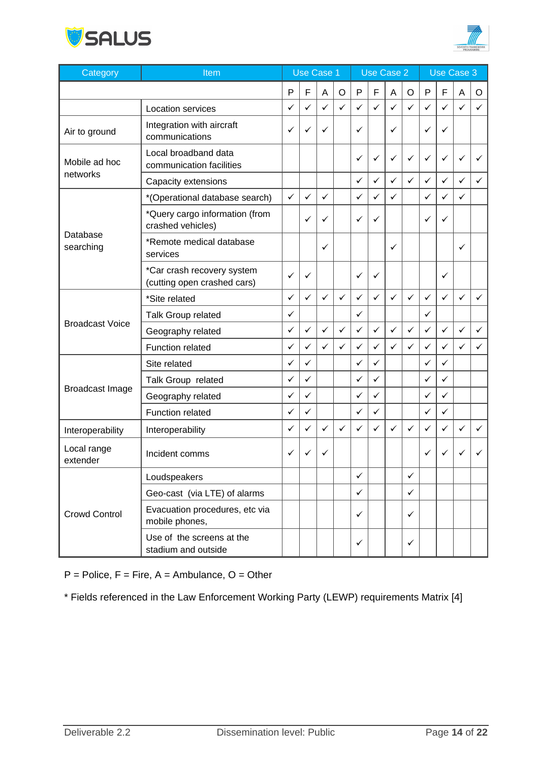| Category | Item | Use Case 1 | | | | Use Case 2 | | | | Use Case 3 | | | |
|---|---|---|---|---|---|---|---|---|---|---|---|---|---|
| | | P | F | A | O | P | F | A | O | P | F | A | O |
| | Location services | ✓ | ✓ | ✓ | ✓ | ✓ | ✓ | ✓ | ✓ | ✓ | ✓ | ✓ | ✓ |
| Air to ground | Integration with aircraft communications | ✓ | ✓ | ✓ | | ✓ | | ✓ | | ✓ | ✓ | | |
| Mobile ad hoc networks | Local broadband data communication facilities | | | | | ✓ | ✓ | ✓ | ✓ | ✓ | ✓ | ✓ | ✓ |
| | Capacity extensions | | | | | ✓ | ✓ | ✓ | ✓ | ✓ | ✓ | ✓ | ✓ |
| Database searching | *(Operational database search) | ✓ | ✓ | ✓ | | ✓ | ✓ | ✓ | | ✓ | ✓ | ✓ | |
| | *Query cargo information (from crashed vehicles) | | ✓ | ✓ | | ✓ | ✓ | | | ✓ | ✓ | | |
| | *Remote medical database services | | | ✓ | | | | ✓ | | | | ✓ | |
| | *Car crash recovery system (cutting open crashed cars) | ✓ | ✓ | | | ✓ | ✓ | | | | ✓ | | |
| Broadcast Voice | *Site related | ✓ | ✓ | ✓ | ✓ | ✓ | ✓ | ✓ | ✓ | ✓ | ✓ | ✓ | ✓ |
| | Talk Group related | ✓ | | | | ✓ | | | | ✓ | | | |
| | Geography related | ✓ | ✓ | ✓ | ✓ | ✓ | ✓ | ✓ | ✓ | ✓ | ✓ | ✓ | ✓ |
| | Function related | ✓ | ✓ | ✓ | ✓ | ✓ | ✓ | ✓ | ✓ | ✓ | ✓ | ✓ | ✓ |
| Broadcast Image | Site related | ✓ | ✓ | | | ✓ | ✓ | | | ✓ | ✓ | | |
| | Talk Group related | ✓ | ✓ | | | ✓ | ✓ | | | ✓ | ✓ | | |
| | Geography related | ✓ | ✓ | | | ✓ | ✓ | | | ✓ | ✓ | | |
| | Function related | ✓ | ✓ | | | ✓ | ✓ | | | ✓ | ✓ | | |
| Interoperability | Interoperability | ✓ | ✓ | ✓ | ✓ | ✓ | ✓ | ✓ | ✓ | ✓ | ✓ | ✓ | ✓ |
| Local range extender | Incident comms | ✓ | ✓ | ✓ | | | | | | ✓ | ✓ | ✓ | ✓ |
| Crowd Control | Loudspeakers | | | | | ✓ | | | ✓ | | | | |
| | Geo-cast (via LTE) of alarms | | | | | ✓ | | | ✓ | | | | |
| | Evacuation procedures, etc via mobile phones, | | | | | ✓ | | | ✓ | | | | |
| | Use of the screens at the stadium and outside | | | | | ✓ | | | ✓ | | | | |

P = Police, F = Fire, A = Ambulance, O = Other

* Fields referenced in the Law Enforcement Working Party (LEWP) requirements Matrix [4]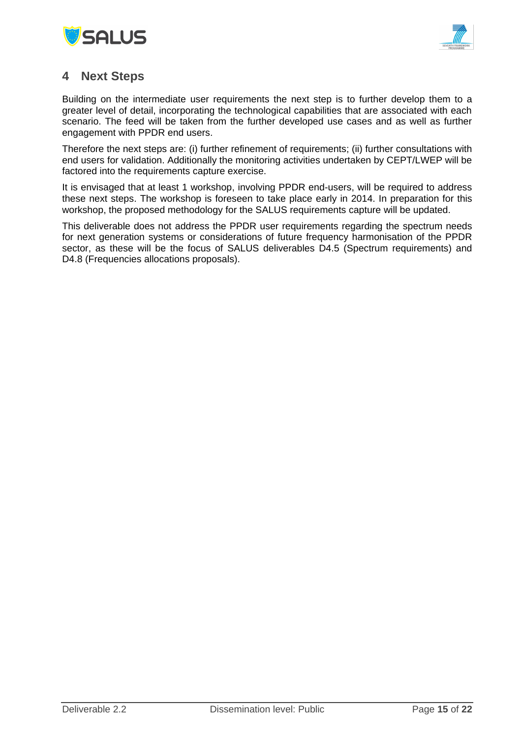# 4 Next Steps

Building on the intermediate user requirements the next step is to further develop them to a greater level of detail, incorporating the technological capabilities that are associated with each scenario. The feed will be taken from the further developed use cases and as well as further engagement with PPDR end users.

Therefore the next steps are: (i) further refinement of requirements; (ii) further consultations with end users for validation. Additionally the monitoring activities undertaken by CEPT/LWEP will be factored into the requirements capture exercise.

It is envisaged that at least 1 workshop, involving PPDR end-users, will be required to address these next steps. The workshop is foreseen to take place early in 2014. In preparation for this workshop, the proposed methodology for the SALUS requirements capture will be updated.

This deliverable does not address the PPDR user requirements regarding the spectrum needs for next generation systems or considerations of future frequency harmonisation of the PPDR sector, as these will be the focus of SALUS deliverables D4.5 (Spectrum requirements) and D4.8 (Frequencies allocations proposals).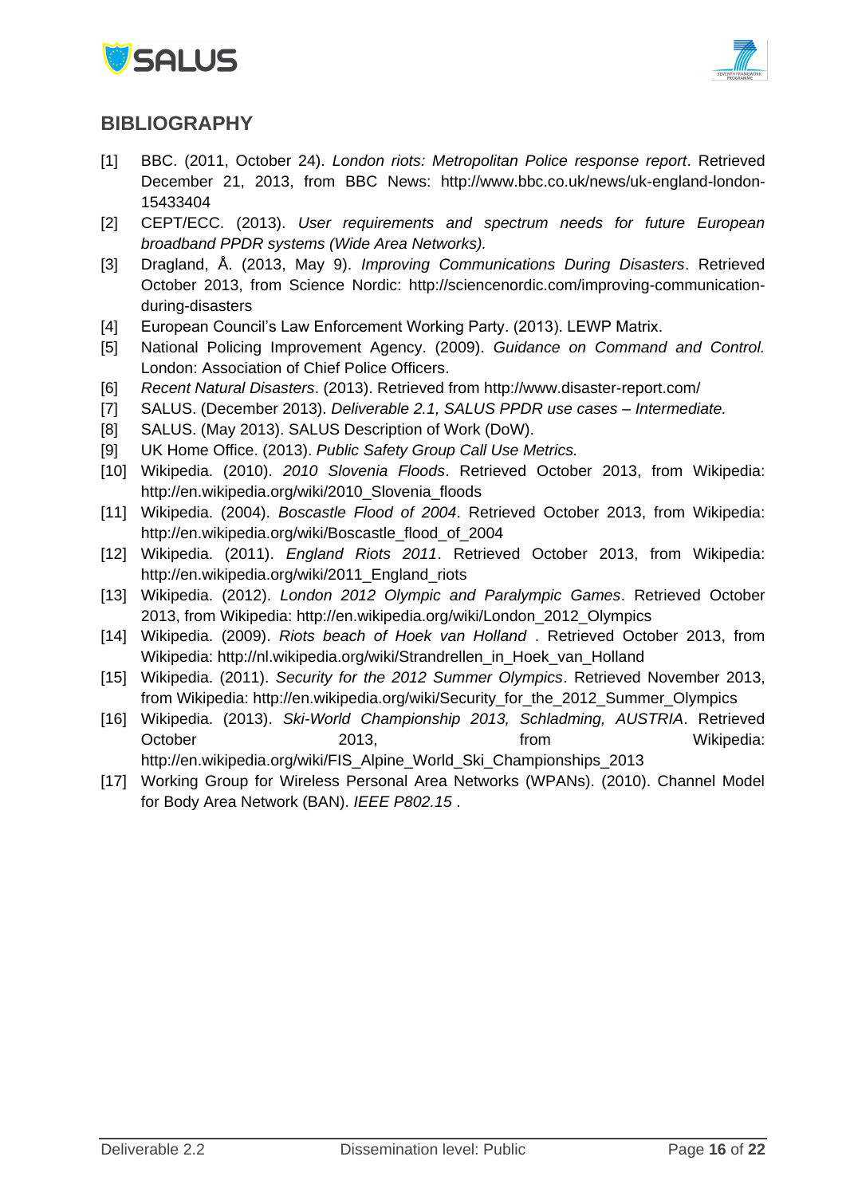## BIBLIOGRAPHY

- [1] BBC. (2011, October 24). *London riots: Metropolitan Police response report*. Retrieved December 21, 2013, from BBC News: http://www.bbc.co.uk/news/uk-england-london-15433404
- [2] CEPT/ECC. (2013). *User requirements and spectrum needs for future European broadband PPDR systems (Wide Area Networks).*
- [3] Dragland, Å. (2013, May 9). *Improving Communications During Disasters*. Retrieved October 2013, from Science Nordic: http://sciencenordic.com/improving-communication-during-disasters
- [4] European Council's Law Enforcement Working Party. (2013). LEWP Matrix.
- [5] National Policing Improvement Agency. (2009). *Guidance on Command and Control.* London: Association of Chief Police Officers.
- [6] *Recent Natural Disasters*. (2013). Retrieved from http://www.disaster-report.com/
- [7] SALUS. (December 2013). *Deliverable 2.1, SALUS PPDR use cases – Intermediate.*
- [8] SALUS. (May 2013). SALUS Description of Work (DoW).
- [9] UK Home Office. (2013). *Public Safety Group Call Use Metrics.*
- [10] Wikipedia. (2010). *2010 Slovenia Floods*. Retrieved October 2013, from Wikipedia: http://en.wikipedia.org/wiki/2010_Slovenia_floods
- [11] Wikipedia. (2004). *Boscastle Flood of 2004*. Retrieved October 2013, from Wikipedia: http://en.wikipedia.org/wiki/Boscastle_flood_of_2004
- [12] Wikipedia. (2011). *England Riots 2011*. Retrieved October 2013, from Wikipedia: http://en.wikipedia.org/wiki/2011_England_riots
- [13] Wikipedia. (2012). *London 2012 Olympic and Paralympic Games*. Retrieved October 2013, from Wikipedia: http://en.wikipedia.org/wiki/London_2012_Olympics
- [14] Wikipedia. (2009). *Riots beach of Hoek van Holland* . Retrieved October 2013, from Wikipedia: http://nl.wikipedia.org/wiki/Strandrellen_in_Hoek_van_Holland
- [15] Wikipedia. (2011). *Security for the 2012 Summer Olympics*. Retrieved November 2013, from Wikipedia: http://en.wikipedia.org/wiki/Security_for_the_2012_Summer_Olympics
- [16] Wikipedia. (2013). *Ski-World Championship 2013, Schladming, AUSTRIA*. Retrieved October 2013, from Wikipedia: http://en.wikipedia.org/wiki/FIS_Alpine_World_Ski_Championships_2013
- [17] Working Group for Wireless Personal Area Networks (WPANs). (2010). Channel Model for Body Area Network (BAN). *IEEE P802.15* .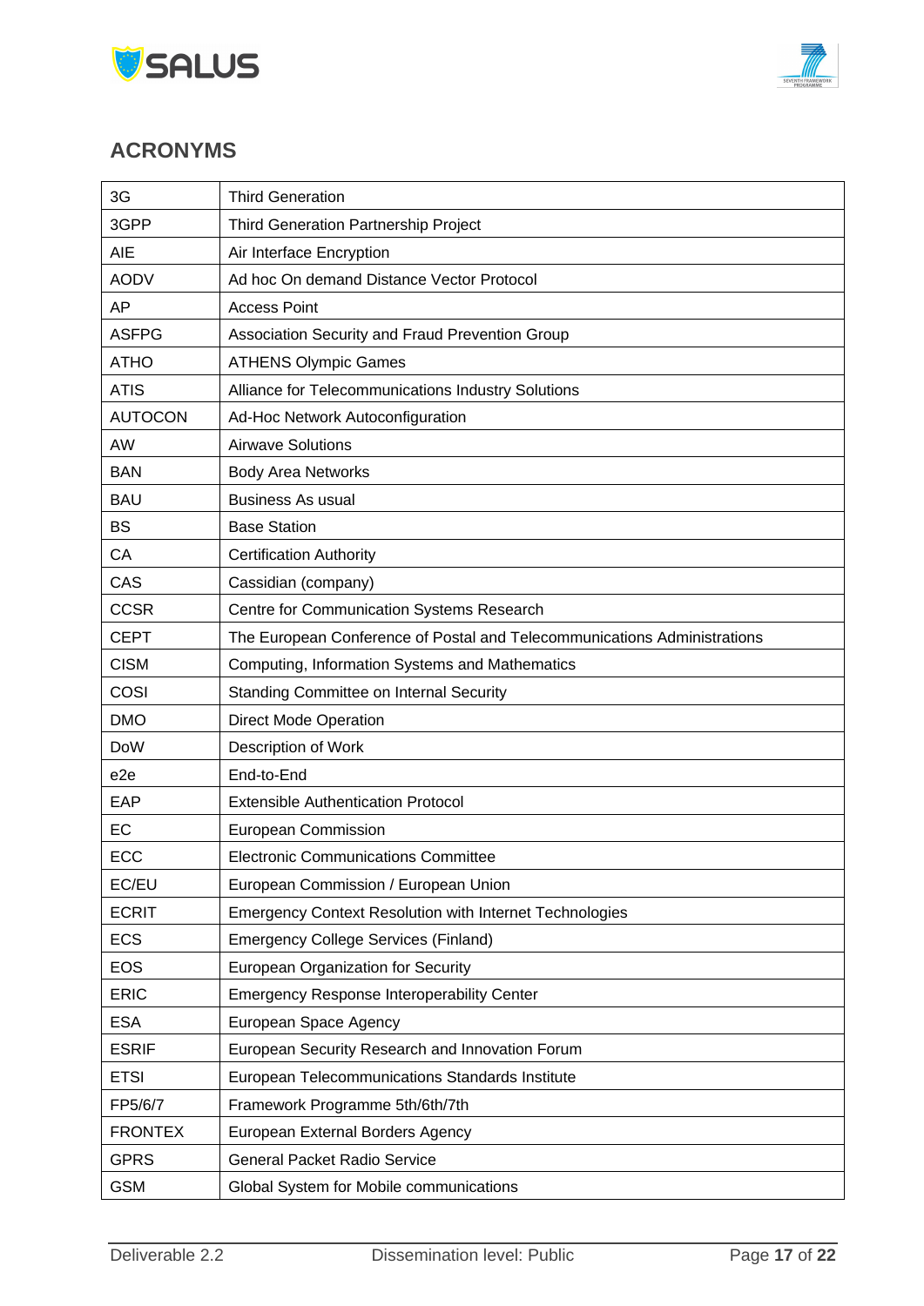## ACRONYMS

| | |
|---|---|
| 3G | Third Generation |
| 3GPP | Third Generation Partnership Project |
| AIE | Air Interface Encryption |
| AODV | Ad hoc On demand Distance Vector Protocol |
| AP | Access Point |
| ASFPG | Association Security and Fraud Prevention Group |
| ATHO | ATHENS Olympic Games |
| ATIS | Alliance for Telecommunications Industry Solutions |
| AUTOCON | Ad-Hoc Network Autoconfiguration |
| AW | Airwave Solutions |
| BAN | Body Area Networks |
| BAU | Business As usual |
| BS | Base Station |
| CA | Certification Authority |
| CAS | Cassidian (company) |
| CCSR | Centre for Communication Systems Research |
| CEPT | The European Conference of Postal and Telecommunications Administrations |
| CISM | Computing, Information Systems and Mathematics |
| COSI | Standing Committee on Internal Security |
| DMO | Direct Mode Operation |
| DoW | Description of Work |
| e2e | End-to-End |
| EAP | Extensible Authentication Protocol |
| EC | European Commission |
| ECC | Electronic Communications Committee |
| EC/EU | European Commission / European Union |
| ECRIT | Emergency Context Resolution with Internet Technologies |
| ECS | Emergency College Services (Finland) |
| EOS | European Organization for Security |
| ERIC | Emergency Response Interoperability Center |
| ESA | European Space Agency |
| ESRIF | European Security Research and Innovation Forum |
| ETSI | European Telecommunications Standards Institute |
| FP5/6/7 | Framework Programme 5th/6th/7th |
| FRONTEX | European External Borders Agency |
| GPRS | General Packet Radio Service |
| GSM | Global System for Mobile communications |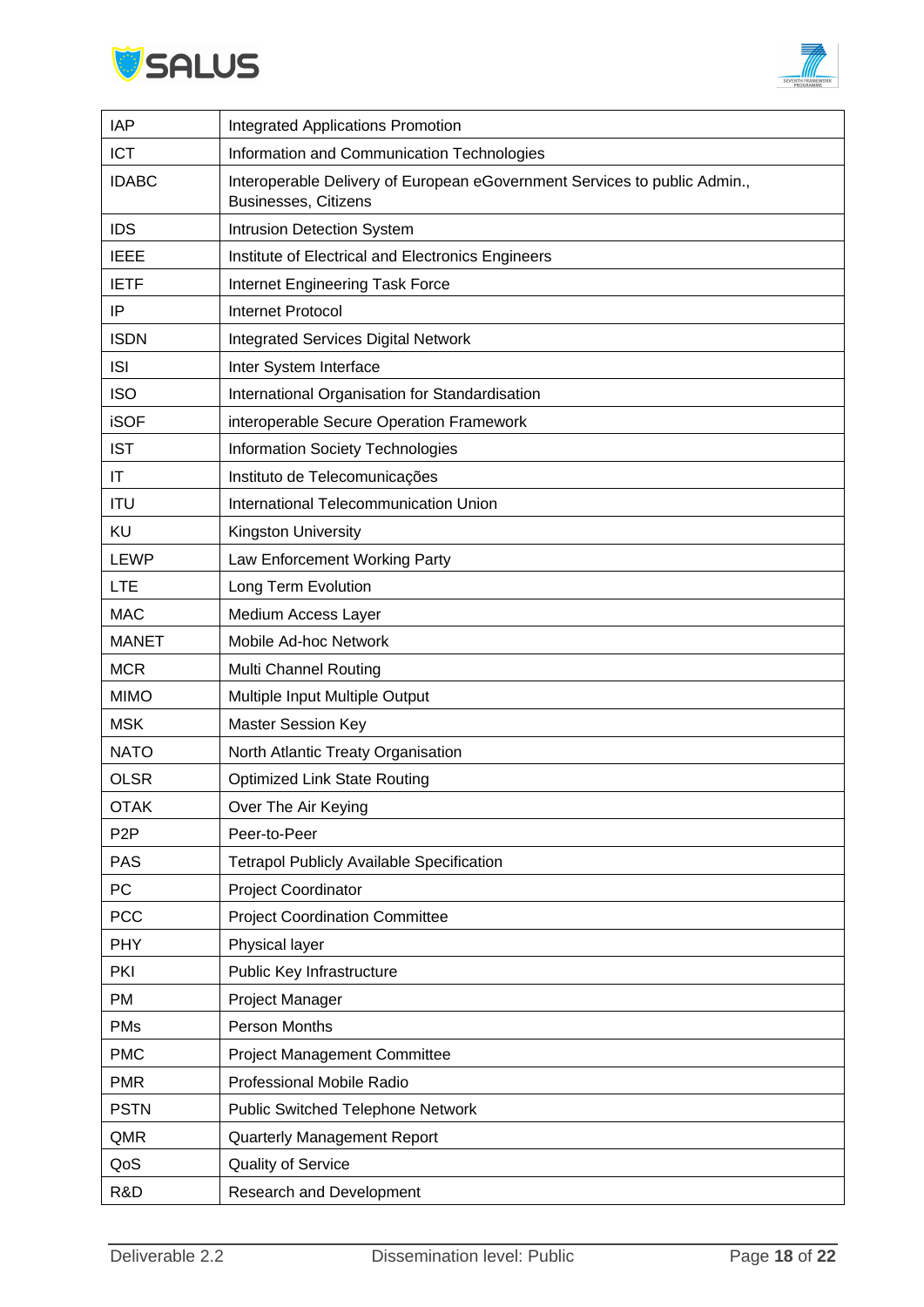| | |
|---|---|
| IAP | Integrated Applications Promotion |
| ICT | Information and Communication Technologies |
| IDABC | Interoperable Delivery of European eGovernment Services to public Admin., Businesses, Citizens |
| IDS | Intrusion Detection System |
| IEEE | Institute of Electrical and Electronics Engineers |
| IETF | Internet Engineering Task Force |
| IP | Internet Protocol |
| ISDN | Integrated Services Digital Network |
| ISI | Inter System Interface |
| ISO | International Organisation for Standardisation |
| iSOF | interoperable Secure Operation Framework |
| IST | Information Society Technologies |
| IT | Instituto de Telecomunicações |
| ITU | International Telecommunication Union |
| KU | Kingston University |
| LEWP | Law Enforcement Working Party |
| LTE | Long Term Evolution |
| MAC | Medium Access Layer |
| MANET | Mobile Ad-hoc Network |
| MCR | Multi Channel Routing |
| MIMO | Multiple Input Multiple Output |
| MSK | Master Session Key |
| NATO | North Atlantic Treaty Organisation |
| OLSR | Optimized Link State Routing |
| OTAK | Over The Air Keying |
| P2P | Peer-to-Peer |
| PAS | Tetrapol Publicly Available Specification |
| PC | Project Coordinator |
| PCC | Project Coordination Committee |
| PHY | Physical layer |
| PKI | Public Key Infrastructure |
| PM | Project Manager |
| PMs | Person Months |
| PMC | Project Management Committee |
| PMR | Professional Mobile Radio |
| PSTN | Public Switched Telephone Network |
| QMR | Quarterly Management Report |
| QoS | Quality of Service |
| R&D | Research and Development |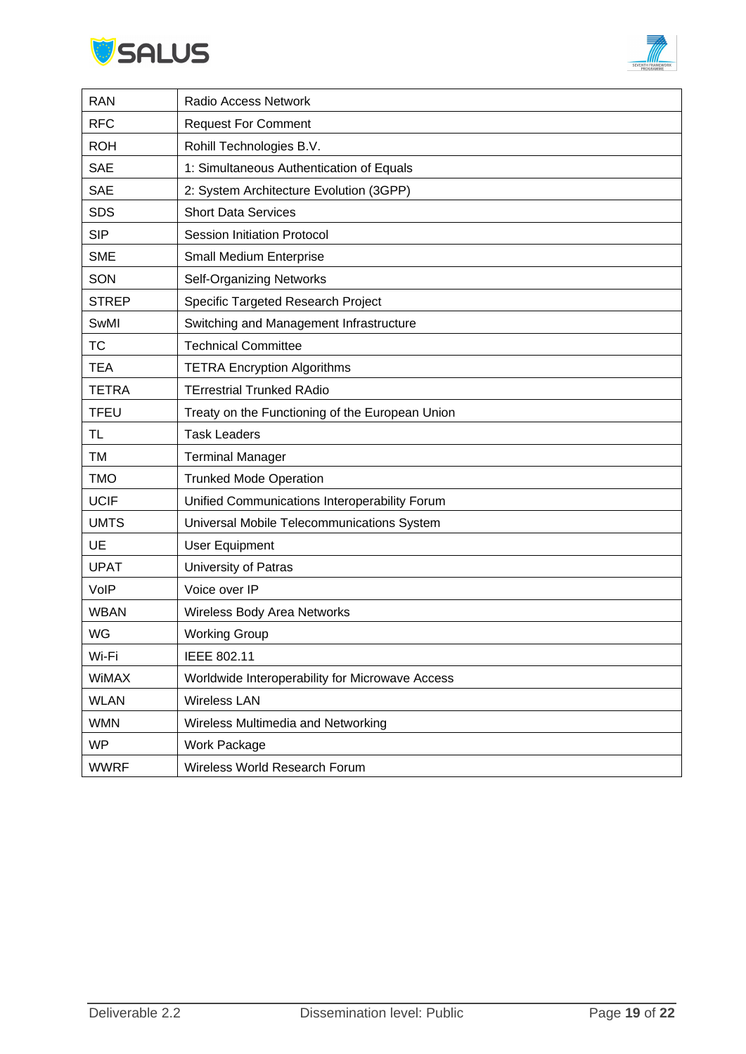| RAN | Radio Access Network |
|---|---|
| RFC | Request For Comment |
| ROH | Rohill Technologies B.V. |
| SAE | 1: Simultaneous Authentication of Equals |
| SAE | 2: System Architecture Evolution (3GPP) |
| SDS | Short Data Services |
| SIP | Session Initiation Protocol |
| SME | Small Medium Enterprise |
| SON | Self-Organizing Networks |
| STREP | Specific Targeted Research Project |
| SwMI | Switching and Management Infrastructure |
| TC | Technical Committee |
| TEA | TETRA Encryption Algorithms |
| TETRA | TErrestrial Trunked RAdio |
| TFEU | Treaty on the Functioning of the European Union |
| TL | Task Leaders |
| TM | Terminal Manager |
| TMO | Trunked Mode Operation |
| UCIF | Unified Communications Interoperability Forum |
| UMTS | Universal Mobile Telecommunications System |
| UE | User Equipment |
| UPAT | University of Patras |
| VoIP | Voice over IP |
| WBAN | Wireless Body Area Networks |
| WG | Working Group |
| Wi-Fi | IEEE 802.11 |
| WiMAX | Worldwide Interoperability for Microwave Access |
| WLAN | Wireless LAN |
| WMN | Wireless Multimedia and Networking |
| WP | Work Package |
| WWRF | Wireless World Research Forum |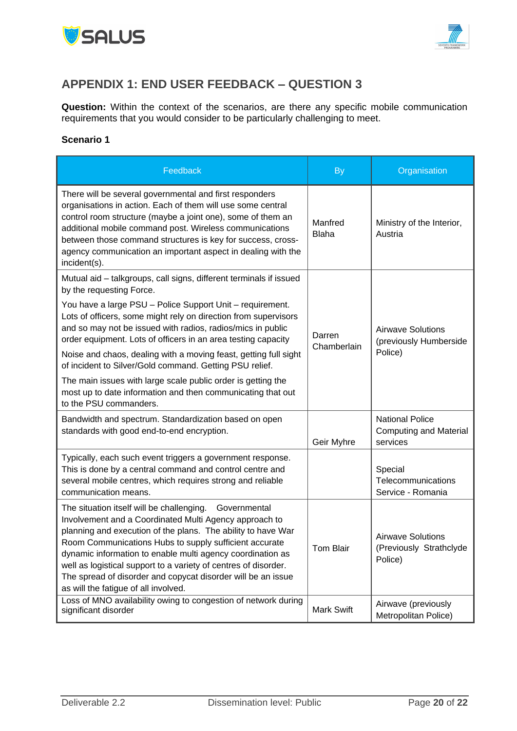## APPENDIX 1: END USER FEEDBACK – QUESTION 3

**Question:** Within the context of the scenarios, are there any specific mobile communication requirements that you would consider to be particularly challenging to meet.

**Scenario 1**

| Feedback | By | Organisation |
|---|---|---|
| There will be several governmental and first responders organisations in action. Each of them will use some central control room structure (maybe a joint one), some of them an additional mobile command post. Wireless communications between those command structures is key for success, cross-agency communication an important aspect in dealing with the incident(s). | Manfred Blaha | Ministry of the Interior, Austria |
| Mutual aid – talkgroups, call signs, different terminals if issued by the requesting Force.<br><br>You have a large PSU – Police Support Unit – requirement. Lots of officers, some might rely on direction from supervisors and so may not be issued with radios, radios/mics in public order equipment. Lots of officers in an area testing capacity<br><br>Noise and chaos, dealing with a moving feast, getting full sight of incident to Silver/Gold command. Getting PSU relief.<br><br>The main issues with large scale public order is getting the most up to date information and then communicating that out to the PSU commanders. | Darren Chamberlain | Airwave Solutions (previously Humberside Police) |
| Bandwidth and spectrum. Standardization based on open standards with good end-to-end encryption. | Geir Myhre | National Police Computing and Material services |
| Typically, each such event triggers a government response. This is done by a central command and control centre and several mobile centres, which requires strong and reliable communication means. | | Special Telecommunications Service - Romania |
| The situation itself will be challenging. Governmental Involvement and a Coordinated Multi Agency approach to planning and execution of the plans. The ability to have War Room Communications Hubs to supply sufficient accurate dynamic information to enable multi agency coordination as well as logistical support to a variety of centres of disorder. The spread of disorder and copycat disorder will be an issue as will the fatigue of all involved. | Tom Blair | Airwave Solutions (Previously Strathclyde Police) |
| Loss of MNO availability owing to congestion of network during significant disorder | Mark Swift | Airwave (previously Metropolitan Police) |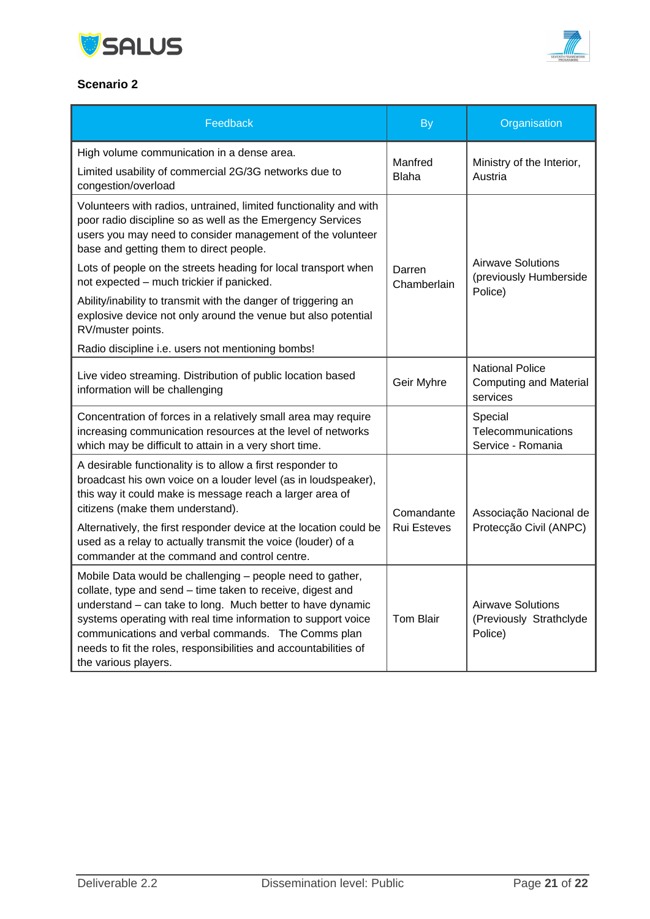**Scenario 2**

| Feedback | By | Organisation |
|---|---|---|
| High volume communication in a dense area.<br>Limited usability of commercial 2G/3G networks due to congestion/overload | Manfred Blaha | Ministry of the Interior, Austria |
| Volunteers with radios, untrained, limited functionality and with poor radio discipline so as well as the Emergency Services users you may need to consider management of the volunteer base and getting them to direct people.<br>Lots of people on the streets heading for local transport when not expected – much trickier if panicked.<br>Ability/inability to transmit with the danger of triggering an explosive device not only around the venue but also potential RV/muster points.<br>Radio discipline i.e. users not mentioning bombs! | Darren Chamberlain | Airwave Solutions (previously Humberside Police) |
| Live video streaming. Distribution of public location based information will be challenging | Geir Myhre | National Police Computing and Material services |
| Concentration of forces in a relatively small area may require increasing communication resources at the level of networks which may be difficult to attain in a very short time. | | Special Telecommunications Service - Romania |
| A desirable functionality is to allow a first responder to broadcast his own voice on a louder level (as in loudspeaker), this way it could make is message reach a larger area of citizens (make them understand).<br>Alternatively, the first responder device at the location could be used as a relay to actually transmit the voice (louder) of a commander at the command and control centre. | Comandante Rui Esteves | Associação Nacional de Protecção Civil (ANPC) |
| Mobile Data would be challenging – people need to gather, collate, type and send – time taken to receive, digest and understand – can take to long. Much better to have dynamic systems operating with real time information to support voice communications and verbal commands. The Comms plan needs to fit the roles, responsibilities and accountabilities of the various players. | Tom Blair | Airwave Solutions (Previously Strathclyde Police) |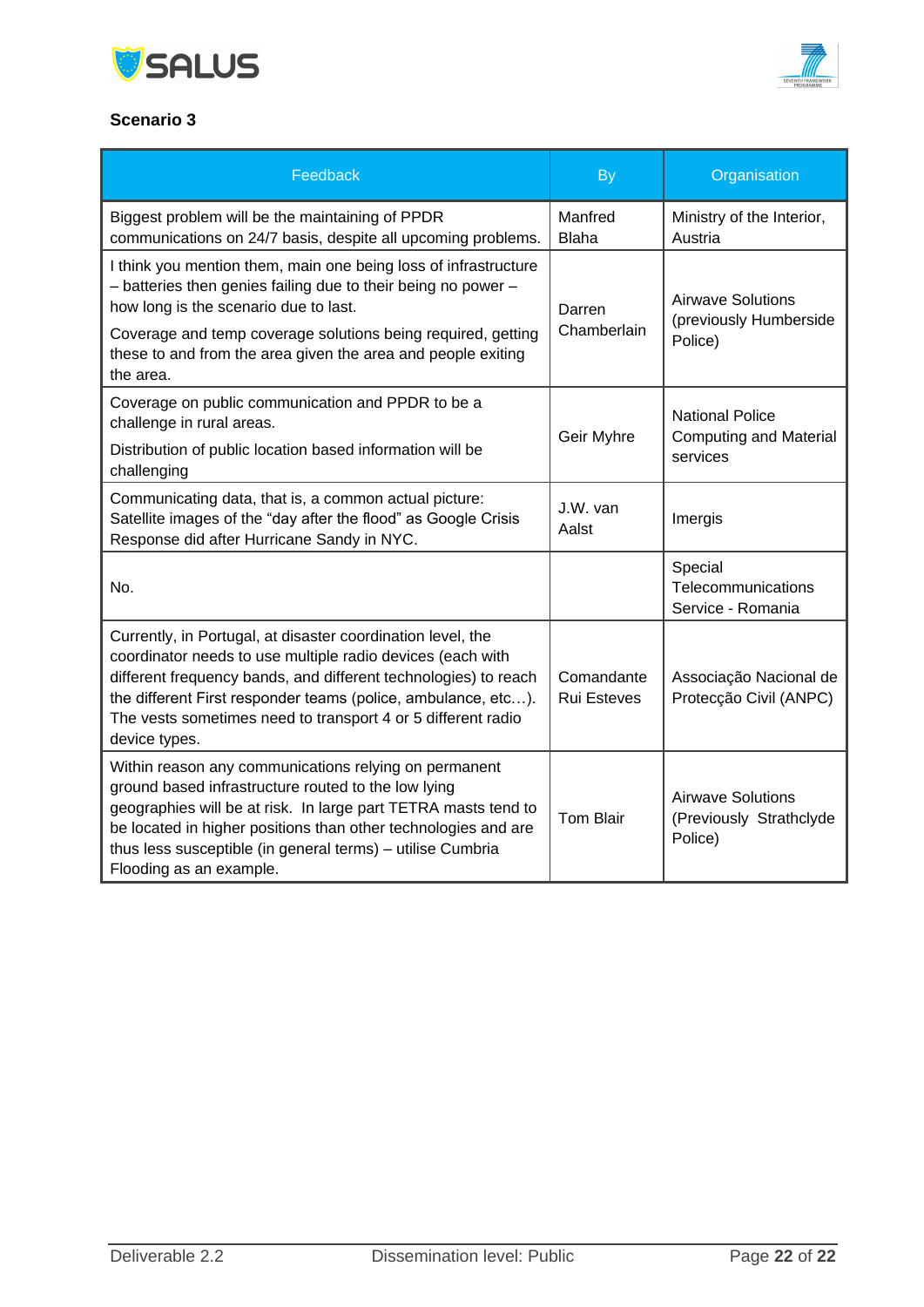**Scenario 3**

| Feedback | By | Organisation |
|---|---|---|
| Biggest problem will be the maintaining of PPDR communications on 24/7 basis, despite all upcoming problems. | Manfred Blaha | Ministry of the Interior, Austria |
| I think you mention them, main one being loss of infrastructure – batteries then genies failing due to their being no power – how long is the scenario due to last.<br>Coverage and temp coverage solutions being required, getting these to and from the area given the area and people exiting the area. | Darren Chamberlain | Airwave Solutions (previously Humberside Police) |
| Coverage on public communication and PPDR to be a challenge in rural areas.<br>Distribution of public location based information will be challenging | Geir Myhre | National Police Computing and Material services |
| Communicating data, that is, a common actual picture: Satellite images of the "day after the flood" as Google Crisis Response did after Hurricane Sandy in NYC. | J.W. van Aalst | Imergis |
| No. | | Special Telecommunications Service - Romania |
| Currently, in Portugal, at disaster coordination level, the coordinator needs to use multiple radio devices (each with different frequency bands, and different technologies) to reach the different First responder teams (police, ambulance, etc…). The vests sometimes need to transport 4 or 5 different radio device types. | Comandante Rui Esteves | Associação Nacional de Protecção Civil (ANPC) |
| Within reason any communications relying on permanent ground based infrastructure routed to the low lying geographies will be at risk. In large part TETRA masts tend to be located in higher positions than other technologies and are thus less susceptible (in general terms) – utilise Cumbria Flooding as an example. | Tom Blair | Airwave Solutions (Previously Strathclyde Police) |